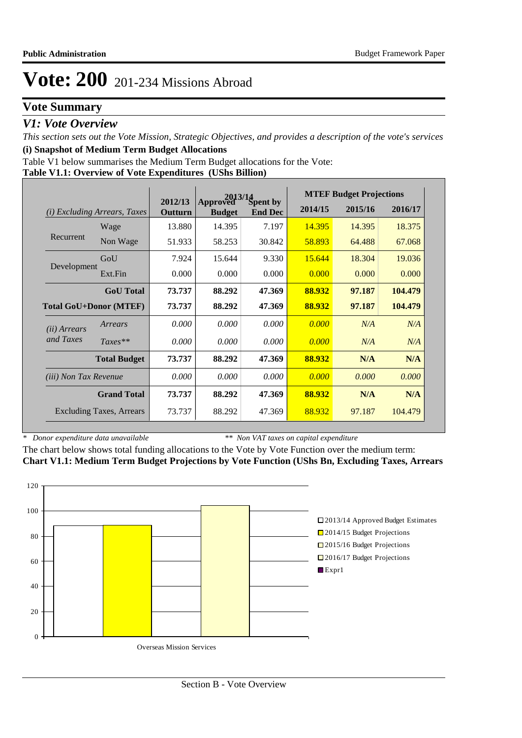# Vote: 200 201-234 Missions Abroad

## Vote Summary

### *V1: Vote Overview*

*This section sets out the Vote Mission, Strategic Objectives, and provides a description of the vote's services*

**(i) Snapshot of Medium Term Budget Allocations**

Table V1 below summarises the Medium Term Budget allocations for the Vote:

**Table V1.1: Overview of Vote Expenditures (UShs Billion)**

| *(i) Excluding Arrears, Taxes* | | 2012/13 Outturn | 2013/14 Approved Budget | 2013/14 Spent by End Dec | MTEF Budget Projections 2014/15 | 2015/16 | 2016/17 |
|---|---|---|---|---|---|---|---|
| Recurrent | Wage | 13.880 | 14.395 | 7.197 | 14.395 | 14.395 | 18.375 |
| | Non Wage | 51.933 | 58.253 | 30.842 | 58.893 | 64.488 | 67.068 |
| Development | GoU | 7.924 | 15.644 | 9.330 | 15.644 | 18.304 | 19.036 |
| | Ext.Fin | 0.000 | 0.000 | 0.000 | 0.000 | 0.000 | 0.000 |
| | **GoU Total** | **73.737** | **88.292** | **47.369** | **88.932** | **97.187** | **104.479** |
| **Total GoU+Donor (MTEF)** | | **73.737** | **88.292** | **47.369** | **88.932** | **97.187** | **104.479** |
| *(ii) Arrears and Taxes* | *Arrears* | *0.000* | *0.000* | *0.000* | *0.000* | *N/A* | *N/A* |
| | *Taxes\*\** | *0.000* | *0.000* | *0.000* | *0.000* | *N/A* | *N/A* |
| | **Total Budget** | **73.737** | **88.292** | **47.369** | **88.932** | **N/A** | **N/A** |
| *(iii) Non Tax Revenue* | | *0.000* | *0.000* | *0.000* | *0.000* | *0.000* | *0.000* |
| | **Grand Total** | **73.737** | **88.292** | **47.369** | **88.932** | **N/A** | **N/A** |
| | Excluding Taxes, Arrears | 73.737 | 88.292 | 47.369 | 88.932 | 97.187 | 104.479 |

\* *Donor expenditure data unavailable* \*\* *Non VAT taxes on capital expenditure*

The chart below shows total funding allocations to the Vote by Vote Function over the medium term:

**Chart V1.1: Medium Term Budget Projections by Vote Function (UShs Bn, Excluding Taxes, Arrears**

| Vote Function | 2013/14 Approved Budget Estimates | 2014/15 Budget Projections | 2015/16 Budget Projections | 2016/17 Budget Projections |
|---|---|---|---|---|
| Overseas Mission Services | ~88 | ~89 | | ~104 |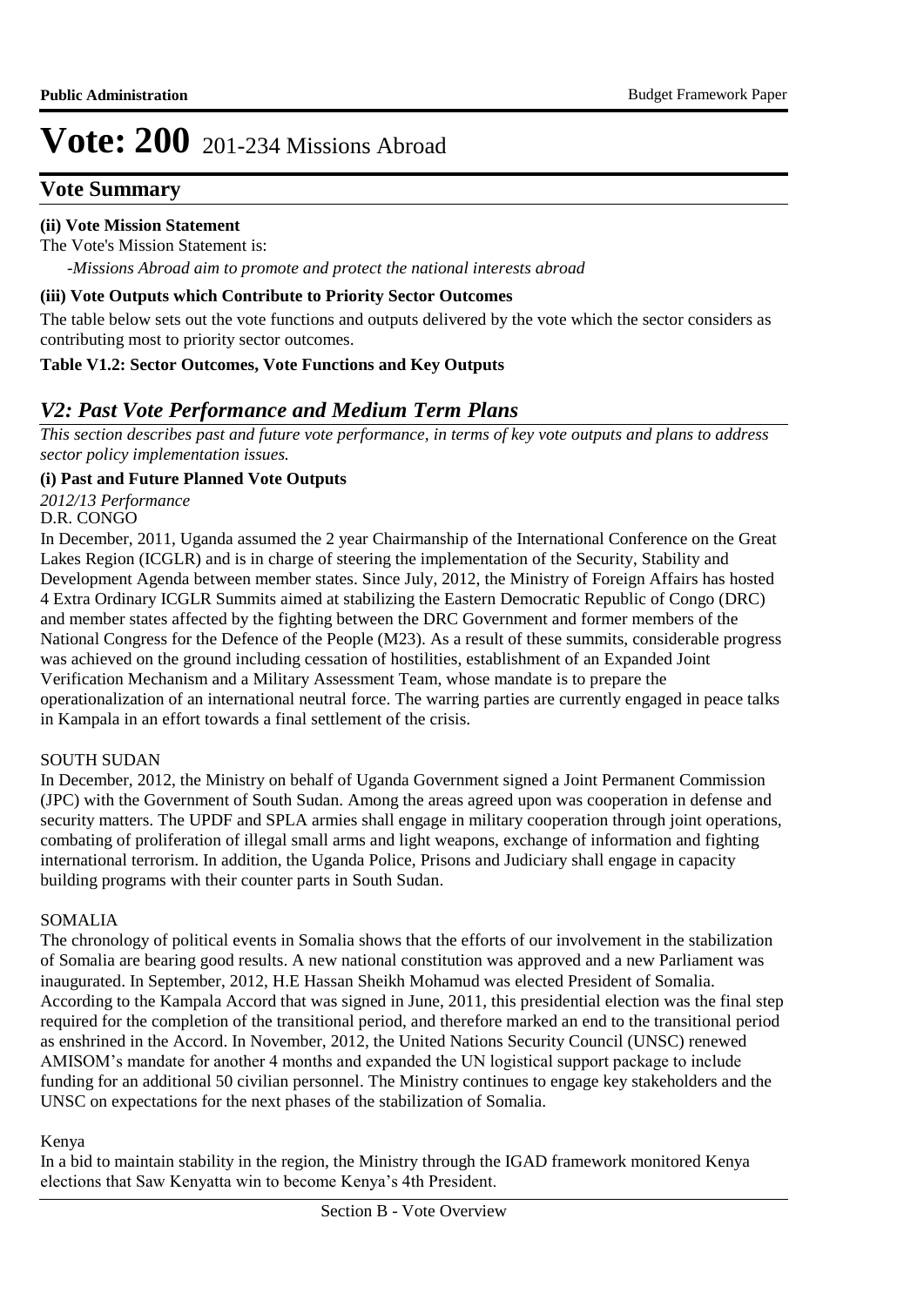# Vote: 200 201-234 Missions Abroad

## Vote Summary

**(ii) Vote Mission Statement**

The Vote's Mission Statement is:

*-Missions Abroad aim to promote and protect the national interests abroad*

**(iii) Vote Outputs which Contribute to Priority Sector Outcomes**

The table below sets out the vote functions and outputs delivered by the vote which the sector considers as contributing most to priority sector outcomes.

**Table V1.2: Sector Outcomes, Vote Functions and Key Outputs**

## *V2: Past Vote Performance and Medium Term Plans*

*This section describes past and future vote performance, in terms of key vote outputs and plans to address sector policy implementation issues.*

**(i) Past and Future Planned Vote Outputs**

*2012/13 Performance*

D.R. CONGO

In December, 2011, Uganda assumed the 2 year Chairmanship of the International Conference on the Great Lakes Region (ICGLR) and is in charge of steering the implementation of the Security, Stability and Development Agenda between member states. Since July, 2012, the Ministry of Foreign Affairs has hosted 4 Extra Ordinary ICGLR Summits aimed at stabilizing the Eastern Democratic Republic of Congo (DRC) and member states affected by the fighting between the DRC Government and former members of the National Congress for the Defence of the People (M23). As a result of these summits, considerable progress was achieved on the ground including cessation of hostilities, establishment of an Expanded Joint Verification Mechanism and a Military Assessment Team, whose mandate is to prepare the operationalization of an international neutral force. The warring parties are currently engaged in peace talks in Kampala in an effort towards a final settlement of the crisis.

SOUTH SUDAN

In December, 2012, the Ministry on behalf of Uganda Government signed a Joint Permanent Commission (JPC) with the Government of South Sudan. Among the areas agreed upon was cooperation in defense and security matters. The UPDF and SPLA armies shall engage in military cooperation through joint operations, combating of proliferation of illegal small arms and light weapons, exchange of information and fighting international terrorism. In addition, the Uganda Police, Prisons and Judiciary shall engage in capacity building programs with their counter parts in South Sudan.

SOMALIA

The chronology of political events in Somalia shows that the efforts of our involvement in the stabilization of Somalia are bearing good results. A new national constitution was approved and a new Parliament was inaugurated. In September, 2012, H.E Hassan Sheikh Mohamud was elected President of Somalia. According to the Kampala Accord that was signed in June, 2011, this presidential election was the final step required for the completion of the transitional period, and therefore marked an end to the transitional period as enshrined in the Accord. In November, 2012, the United Nations Security Council (UNSC) renewed AMISOM's mandate for another 4 months and expanded the UN logistical support package to include funding for an additional 50 civilian personnel. The Ministry continues to engage key stakeholders and the UNSC on expectations for the next phases of the stabilization of Somalia.

Kenya

In a bid to maintain stability in the region, the Ministry through the IGAD framework monitored Kenya elections that Saw Kenyatta win to become Kenya's 4th President.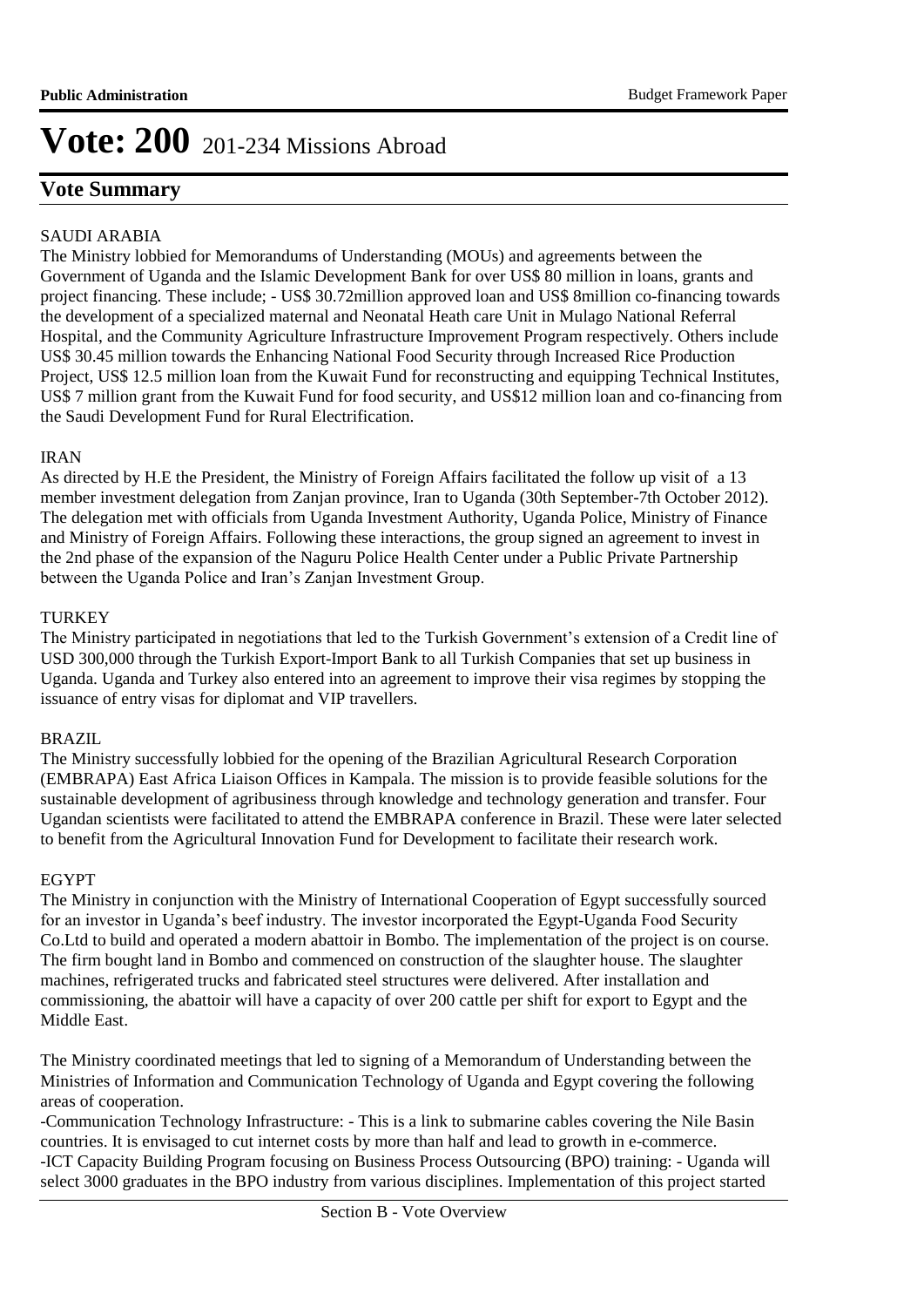# Vote: 200 201-234 Missions Abroad

## Vote Summary

SAUDI ARABIA

The Ministry lobbied for Memorandums of Understanding (MOUs) and agreements between the Government of Uganda and the Islamic Development Bank for over US$ 80 million in loans, grants and project financing. These include; - US$ 30.72million approved loan and US$ 8million co-financing towards the development of a specialized maternal and Neonatal Heath care Unit in Mulago National Referral Hospital, and the Community Agriculture Infrastructure Improvement Program respectively. Others include US$ 30.45 million towards the Enhancing National Food Security through Increased Rice Production Project, US$ 12.5 million loan from the Kuwait Fund for reconstructing and equipping Technical Institutes, US$ 7 million grant from the Kuwait Fund for food security, and US$12 million loan and co-financing from the Saudi Development Fund for Rural Electrification.

IRAN

As directed by H.E the President, the Ministry of Foreign Affairs facilitated the follow up visit of a 13 member investment delegation from Zanjan province, Iran to Uganda (30th September-7th October 2012). The delegation met with officials from Uganda Investment Authority, Uganda Police, Ministry of Finance and Ministry of Foreign Affairs. Following these interactions, the group signed an agreement to invest in the 2nd phase of the expansion of the Naguru Police Health Center under a Public Private Partnership between the Uganda Police and Iran's Zanjan Investment Group.

TURKEY

The Ministry participated in negotiations that led to the Turkish Government's extension of a Credit line of USD 300,000 through the Turkish Export-Import Bank to all Turkish Companies that set up business in Uganda. Uganda and Turkey also entered into an agreement to improve their visa regimes by stopping the issuance of entry visas for diplomat and VIP travellers.

BRAZIL

The Ministry successfully lobbied for the opening of the Brazilian Agricultural Research Corporation (EMBRAPA) East Africa Liaison Offices in Kampala. The mission is to provide feasible solutions for the sustainable development of agribusiness through knowledge and technology generation and transfer. Four Ugandan scientists were facilitated to attend the EMBRAPA conference in Brazil. These were later selected to benefit from the Agricultural Innovation Fund for Development to facilitate their research work.

EGYPT

The Ministry in conjunction with the Ministry of International Cooperation of Egypt successfully sourced for an investor in Uganda's beef industry. The investor incorporated the Egypt-Uganda Food Security Co.Ltd to build and operated a modern abattoir in Bombo. The implementation of the project is on course. The firm bought land in Bombo and commenced on construction of the slaughter house. The slaughter machines, refrigerated trucks and fabricated steel structures were delivered. After installation and commissioning, the abattoir will have a capacity of over 200 cattle per shift for export to Egypt and the Middle East.

The Ministry coordinated meetings that led to signing of a Memorandum of Understanding between the Ministries of Information and Communication Technology of Uganda and Egypt covering the following areas of cooperation.

-Communication Technology Infrastructure: - This is a link to submarine cables covering the Nile Basin countries. It is envisaged to cut internet costs by more than half and lead to growth in e-commerce.

-ICT Capacity Building Program focusing on Business Process Outsourcing (BPO) training: - Uganda will select 3000 graduates in the BPO industry from various disciplines. Implementation of this project started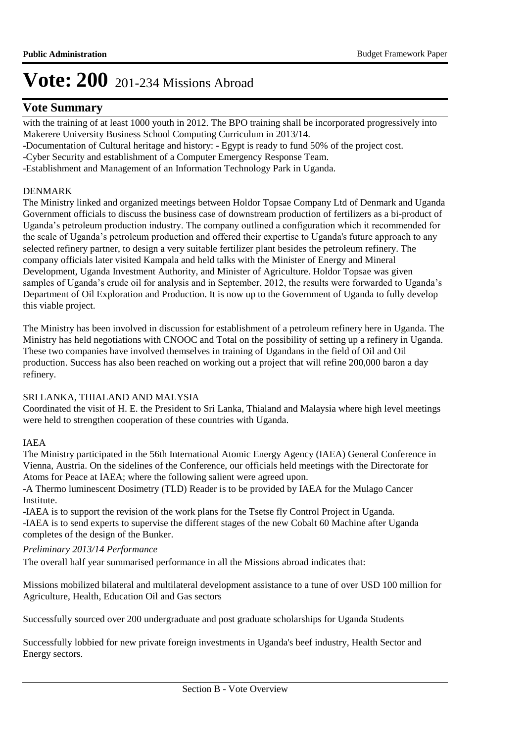# Vote: 200 201-234 Missions Abroad

## Vote Summary

with the training of at least 1000 youth in 2012. The BPO training shall be incorporated progressively into Makerere University Business School Computing Curriculum in 2013/14.

-Documentation of Cultural heritage and history: - Egypt is ready to fund 50% of the project cost.

-Cyber Security and establishment of a Computer Emergency Response Team.

-Establishment and Management of an Information Technology Park in Uganda.

DENMARK

The Ministry linked and organized meetings between Holdor Topsae Company Ltd of Denmark and Uganda Government officials to discuss the business case of downstream production of fertilizers as a bi-product of Uganda's petroleum production industry. The company outlined a configuration which it recommended for the scale of Uganda's petroleum production and offered their expertise to Uganda's future approach to any selected refinery partner, to design a very suitable fertilizer plant besides the petroleum refinery. The company officials later visited Kampala and held talks with the Minister of Energy and Mineral Development, Uganda Investment Authority, and Minister of Agriculture. Holdor Topsae was given samples of Uganda's crude oil for analysis and in September, 2012, the results were forwarded to Uganda's Department of Oil Exploration and Production. It is now up to the Government of Uganda to fully develop this viable project.

The Ministry has been involved in discussion for establishment of a petroleum refinery here in Uganda. The Ministry has held negotiations with CNOOC and Total on the possibility of setting up a refinery in Uganda. These two companies have involved themselves in training of Ugandans in the field of Oil and Oil production. Success has also been reached on working out a project that will refine 200,000 baron a day refinery.

SRI LANKA, THIALAND AND MALYSIA

Coordinated the visit of H. E. the President to Sri Lanka, Thialand and Malaysia where high level meetings were held to strengthen cooperation of these countries with Uganda.

IAEA

The Ministry participated in the 56th International Atomic Energy Agency (IAEA) General Conference in Vienna, Austria. On the sidelines of the Conference, our officials held meetings with the Directorate for Atoms for Peace at IAEA; where the following salient were agreed upon.

-A Thermo luminescent Dosimetry (TLD) Reader is to be provided by IAEA for the Mulago Cancer Institute.

-IAEA is to support the revision of the work plans for the Tsetse fly Control Project in Uganda.

-IAEA is to send experts to supervise the different stages of the new Cobalt 60 Machine after Uganda completes of the design of the Bunker.

*Preliminary 2013/14 Performance*

The overall half year summarised performance in all the Missions abroad indicates that:

Missions mobilized bilateral and multilateral development assistance to a tune of over USD 100 million for Agriculture, Health, Education Oil and Gas sectors

Successfully sourced over 200 undergraduate and post graduate scholarships for Uganda Students

Successfully lobbied for new private foreign investments in Uganda's beef industry, Health Sector and Energy sectors.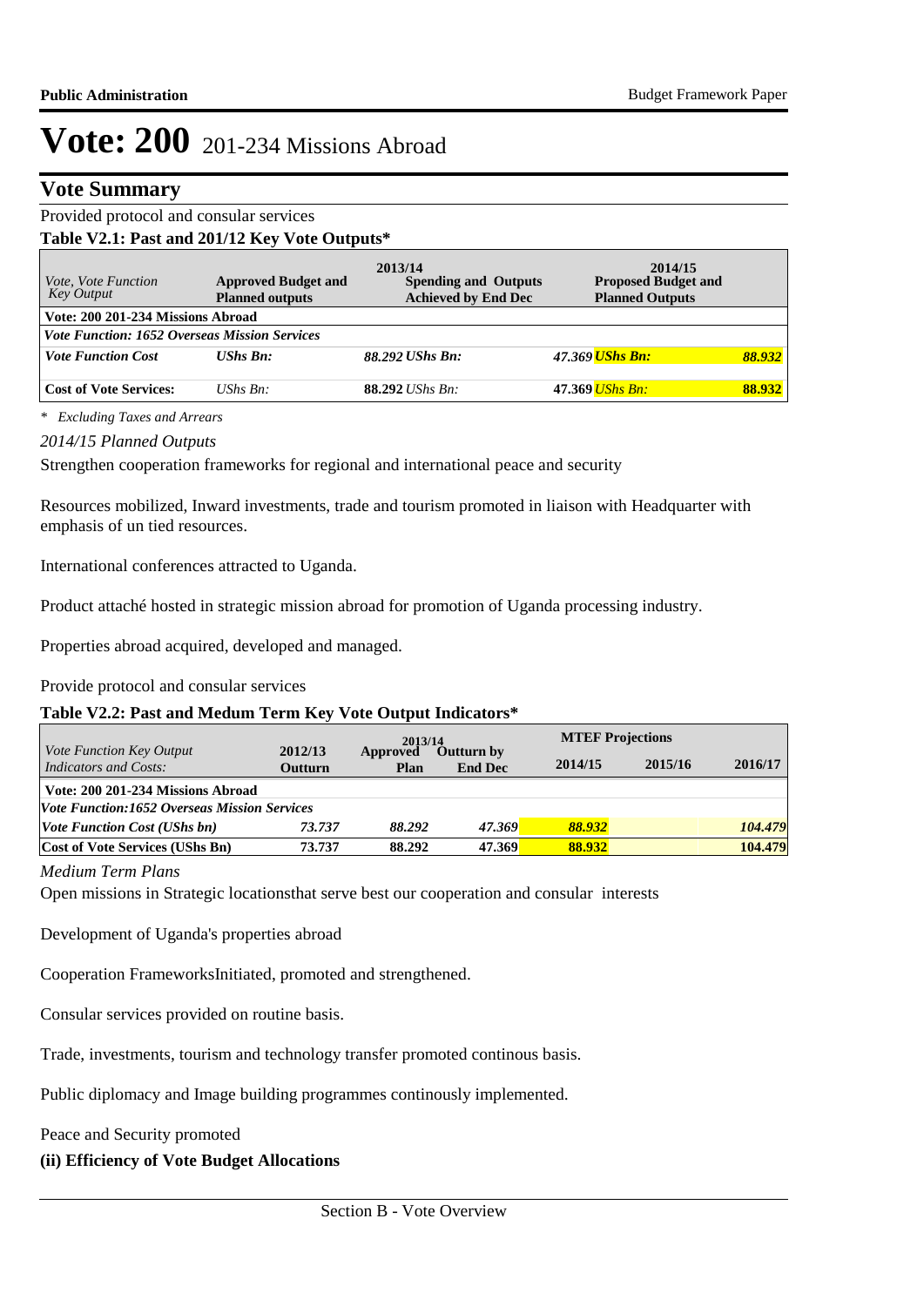# Vote: 200 201-234 Missions Abroad

## Vote Summary

Provided protocol and consular services

**Table V2.1: Past and 201/12 Key Vote Outputs***

| *Vote, Vote Function Key Output* | 2013/14 **Approved Budget and Planned outputs** | | **Spending and Outputs Achieved by End Dec** | | 2014/15 **Proposed Budget and Planned Outputs** | |
|---|---|---|---|---|---|---|
| **Vote: 200 201-234 Missions Abroad** | | | | | | |
| ***Vote Function: 1652 Overseas Mission Services*** | | | | | | |
| ***Vote Function Cost*** | ***UShs Bn:*** | *88.292* | ***UShs Bn:*** | *47.369* | ***UShs Bn:*** | ***88.932*** |
| **Cost of Vote Services:** | *UShs Bn:* | **88.292** | *UShs Bn:* | **47.369** | *UShs Bn:* | **88.932** |

*\* Excluding Taxes and Arrears*

*2014/15 Planned Outputs*

Strengthen cooperation frameworks for regional and international peace and security

Resources mobilized, Inward investments, trade and tourism promoted in liaison with Headquarter with emphasis of un tied resources.

International conferences attracted to Uganda.

Product attaché hosted in strategic mission abroad for promotion of Uganda processing industry.

Properties abroad acquired, developed and managed.

Provide protocol and consular services

**Table V2.2: Past and Medum Term Key Vote Output Indicators***

| *Vote Function Key Output Indicators and Costs:* | 2012/13 Outturn | 2013/14 Approved Plan | 2013/14 Outturn by End Dec | MTEF Projections 2014/15 | 2015/16 | 2016/17 |
|---|---|---|---|---|---|---|
| **Vote: 200 201-234 Missions Abroad** | | | | | | |
| ***Vote Function:1652 Overseas Mission Services*** | | | | | | |
| ***Vote Function Cost (UShs bn)*** | *73.737* | *88.292* | *47.369* | *88.932* | | *104.479* |
| **Cost of Vote Services (UShs Bn)** | 73.737 | 88.292 | 47.369 | 88.932 | | 104.479 |

*Medium Term Plans*

Open missions in Strategic locationsthat serve best our cooperation and consular interests

Development of Uganda's properties abroad

Cooperation FrameworksInitiated, promoted and strengthened.

Consular services provided on routine basis.

Trade, investments, tourism and technology transfer promoted continous basis.

Public diplomacy and Image building programmes continously implemented.

Peace and Security promoted

**(ii) Efficiency of Vote Budget Allocations**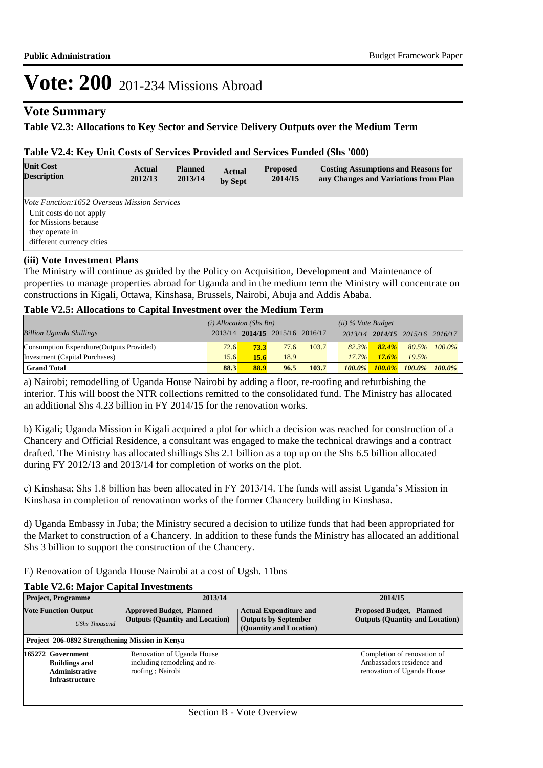# Vote: 200 201-234 Missions Abroad

## Vote Summary

**Table V2.3: Allocations to Key Sector and Service Delivery Outputs over the Medium Term**

**Table V2.4: Key Unit Costs of Services Provided and Services Funded (Shs '000)**

| Unit Cost Description | Actual 2012/13 | Planned 2013/14 | Actual by Sept | Proposed 2014/15 | Costing Assumptions and Reasons for any Changes and Variations from Plan |
|---|---|---|---|---|---|
| *Vote Function:1652 Overseas Mission Services* | | | | | |
| Unit costs do not apply for Missions because they operate in different currency cities | | | | | |

### (iii) Vote Investment Plans

The Ministry will continue as guided by the Policy on Acquisition, Development and Maintenance of properties to manage properties abroad for Uganda and in the medium term the Ministry will concentrate on constructions in Kigali, Ottawa, Kinshasa, Brussels, Nairobi, Abuja and Addis Ababa.

**Table V2.5: Allocations to Capital Investment over the Medium Term**

| | (i) Allocation (Shs Bn) | | | | (ii) % Vote Budget | | | |
|---|---|---|---|---|---|---|---|---|
| *Billion Uganda Shillings* | 2013/14 | **2014/15** | 2015/16 | 2016/17 | 2013/14 | **2014/15** | 2015/16 | 2016/17 |
| Consumption Expendture(Outputs Provided) | 72.6 | **73.3** | 77.6 | 103.7 | 82.3% | **82.4%** | 80.5% | 100.0% |
| Investment (Capital Purchases) | 15.6 | **15.6** | 18.9 | | 17.7% | **17.6%** | 19.5% | |
| **Grand Total** | **88.3** | **88.9** | **96.5** | **103.7** | **100.0%** | **100.0%** | **100.0%** | **100.0%** |

a) Nairobi; remodelling of Uganda House Nairobi by adding a floor, re-roofing and refurbishing the interior. This will boost the NTR collections remitted to the consolidated fund. The Ministry has allocated an additional Shs 4.23 billion in FY 2014/15 for the renovation works.

b) Kigali; Uganda Mission in Kigali acquired a plot for which a decision was reached for construction of a Chancery and Official Residence, a consultant was engaged to make the technical drawings and a contract drafted. The Ministry has allocated shillings Shs 2.1 billion as a top up on the Shs 6.5 billion allocated during FY 2012/13 and 2013/14 for completion of works on the plot.

c) Kinshasa; Shs 1.8 billion has been allocated in FY 2013/14. The funds will assist Uganda's Mission in Kinshasa in completion of renovatinon works of the former Chancery building in Kinshasa.

d) Uganda Embassy in Juba; the Ministry secured a decision to utilize funds that had been appropriated for the Market to construction of a Chancery. In addition to these funds the Ministry has allocated an additional Shs 3 billion to support the construction of the Chancery.

E) Renovation of Uganda House Nairobi at a cost of Ugsh. 11bns

**Table V2.6: Major Capital Investments**

| Project, Programme | 2013/14 | | 2014/15 |
|---|---|---|---|
| **Vote Function Output** *UShs Thousand* | **Approved Budget, Planned Outputs (Quantity and Location)** | **Actual Expenditure and Outputs by September (Quantity and Location)** | **Proposed Budget, Planned Outputs (Quantity and Location)** |
| **Project 206-0892 Strengthening Mission in Kenya** | | | |
| **165272 Government Buildings and Administrative Infrastructure** | Renovation of Uganda House including remodeling and re-roofing ; Nairobi | | Completion of renovation of Ambassadors residence and renovation of Uganda House |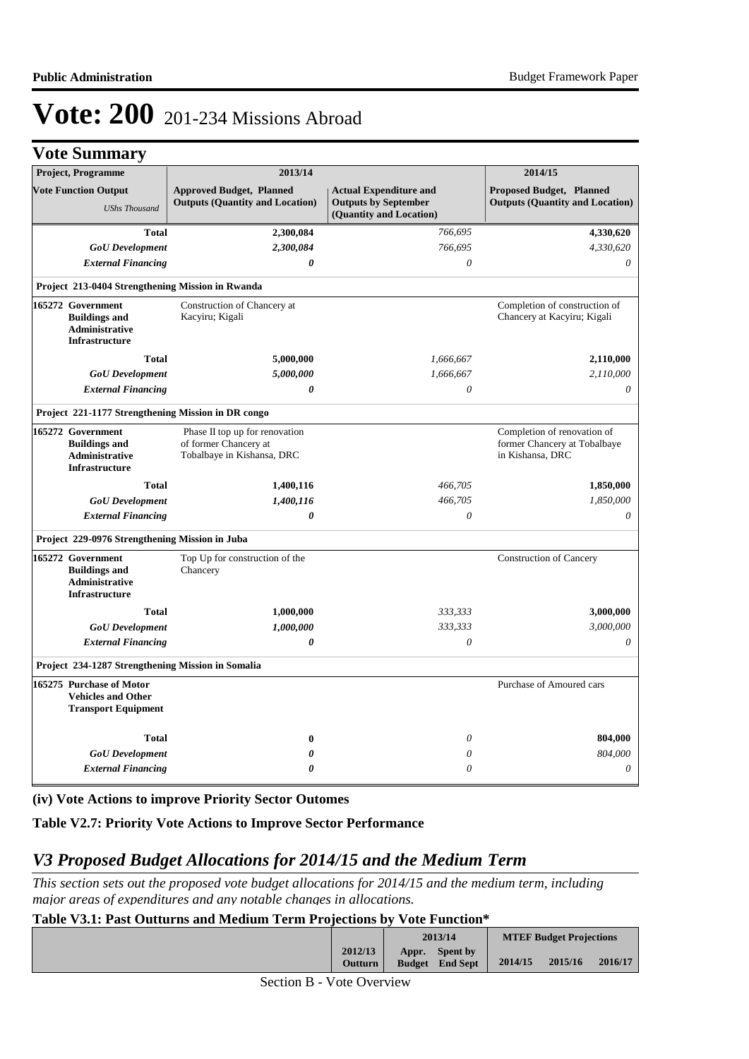# Vote: 200 201-234 Missions Abroad

## Vote Summary

| Project, Programme | 2013/14 | | 2014/15 |
|---|---|---|---|
| **Vote Function Output** *UShs Thousand* | **Approved Budget, Planned Outputs (Quantity and Location)** | **Actual Expenditure and Outputs by September (Quantity and Location)** | **Proposed Budget, Planned Outputs (Quantity and Location)** |
| **Total** | **2,300,084** | *766,695* | **4,330,620** |
| ***GoU Development*** | ***2,300,084*** | *766,695* | *4,330,620* |
| ***External Financing*** | ***0*** | *0* | *0* |
| **Project 213-0404 Strengthening Mission in Rwanda** | | | |
| **165272 Government Buildings and Administrative Infrastructure** | Construction of Chancery at Kacyiru; Kigali | | Completion of construction of Chancery at Kacyiru; Kigali |
| **Total** | **5,000,000** | *1,666,667* | **2,110,000** |
| ***GoU Development*** | ***5,000,000*** | *1,666,667* | *2,110,000* |
| ***External Financing*** | ***0*** | *0* | *0* |
| **Project 221-1177 Strengthening Mission in DR congo** | | | |
| **165272 Government Buildings and Administrative Infrastructure** | Phase II top up for renovation of former Chancery at Tobalbaye in Kishansa, DRC | | Completion of renovation of former Chancery at Tobalbaye in Kishansa, DRC |
| **Total** | **1,400,116** | *466,705* | **1,850,000** |
| ***GoU Development*** | ***1,400,116*** | *466,705* | *1,850,000* |
| ***External Financing*** | ***0*** | *0* | *0* |
| **Project 229-0976 Strengthening Mission in Juba** | | | |
| **165272 Government Buildings and Administrative Infrastructure** | Top Up for construction of the Chancery | | Construction of Cancery |
| **Total** | **1,000,000** | *333,333* | **3,000,000** |
| ***GoU Development*** | ***1,000,000*** | *333,333* | *3,000,000* |
| ***External Financing*** | ***0*** | *0* | *0* |
| **Project 234-1287 Strengthening Mission in Somalia** | | | |
| **165275 Purchase of Motor Vehicles and Other Transport Equipment** | | | Purchase of Amoured cars |
| **Total** | **0** | *0* | **804,000** |
| ***GoU Development*** | ***0*** | *0* | *804,000* |
| ***External Financing*** | ***0*** | *0* | *0* |

**(iv) Vote Actions to improve Priority Sector Outomes**

**Table V2.7: Priority Vote Actions to Improve Sector Performance**

## *V3 Proposed Budget Allocations for 2014/15 and the Medium Term*

*This section sets out the proposed vote budget allocations for 2014/15 and the medium term, including major areas of expenditures and any notable changes in allocations.*

**Table V3.1: Past Outturns and Medium Term Projections by Vote Function\***

| | | 2013/14 | | MTEF Budget Projections | | |
|---|---|---|---|---|---|---|
| | 2012/13 Outturn | Appr. Budget | Spent by End Sept | 2014/15 | 2015/16 | 2016/17 |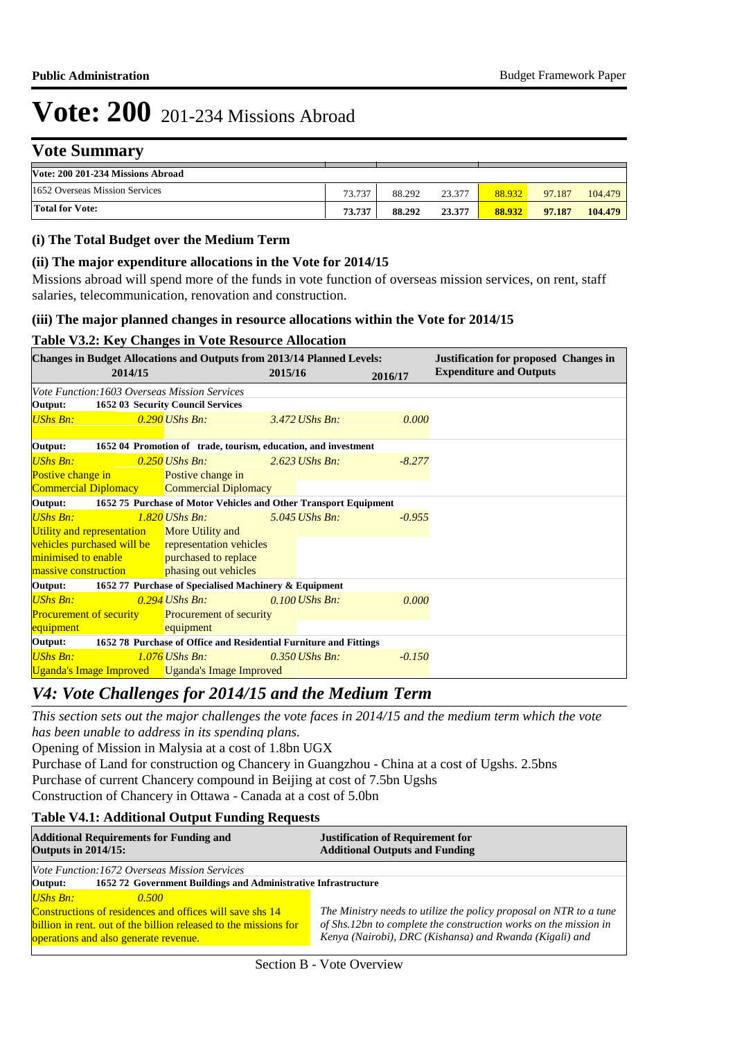# Vote: 200 201-234 Missions Abroad

## Vote Summary

| Vote: 200 201-234 Missions Abroad | | | | | | |
|---|---|---|---|---|---|---|
| 1652 Overseas Mission Services | 73.737 | 88.292 | 23.377 | 88.932 | 97.187 | 104.479 |
| **Total for Vote:** | **73.737** | **88.292** | **23.377** | **88.932** | **97.187** | **104.479** |

### (i) The Total Budget over the Medium Term

### (ii) The major expenditure allocations in the Vote for 2014/15

Missions abroad will spend more of the funds in vote function of overseas mission services, on rent, staff salaries, telecommunication, renovation and construction.

### (iii) The major planned changes in resource allocations within the Vote for 2014/15

**Table V3.2: Key Changes in Vote Resource Allocation**

| Changes in Budget Allocations and Outputs from 2013/14 Planned Levels: 2014/15 | 2015/16 | 2016/17 | Justification for proposed Changes in Expenditure and Outputs |
|---|---|---|---|
| *Vote Function:1603 Overseas Mission Services* | | | |
| **Output: 1652 03 Security Council Services** | | | |
| *UShs Bn: 0.290* | *UShs Bn: 3.472* | *UShs Bn: 0.000* | |
| **Output: 1652 04 Promotion of trade, tourism, education, and investment** | | | |
| *UShs Bn: 0.250* Postive change in Commercial Diplomacy | *UShs Bn: 2.623* Postive change in Commercial Diplomacy | *UShs Bn: -8.277* | |
| **Output: 1652 75 Purchase of Motor Vehicles and Other Transport Equipment** | | | |
| *UShs Bn: 1.820* Utility and representation vehicles purchased will be minimised to enable massive construction | *UShs Bn: 5.045* More Utility and representation vehicles purchased to replace phasing out vehicles | *UShs Bn: -0.955* | |
| **Output: 1652 77 Purchase of Specialised Machinery & Equipment** | | | |
| *UShs Bn: 0.294* Procurement of security equipment | *UShs Bn: 0.100* Procurement of security equipment | *UShs Bn: 0.000* | |
| **Output: 1652 78 Purchase of Office and Residential Furniture and Fittings** | | | |
| *UShs Bn: 1.076* Uganda's Image Improved | *UShs Bn: 0.350* Uganda's Image Improved | *UShs Bn: -0.150* | |

## *V4: Vote Challenges for 2014/15 and the Medium Term*

*This section sets out the major challenges the vote faces in 2014/15 and the medium term which the vote has been unable to address in its spending plans.*

Opening of Mission in Malysia at a cost of 1.8bn UGX
Purchase of Land for construction og Chancery in Guangzhou - China at a cost of Ugshs. 2.5bns
Purchase of current Chancery compound in Beijing at cost of 7.5bn Ugshs
Construction of Chancery in Ottawa - Canada at a cost of 5.0bn

**Table V4.1: Additional Output Funding Requests**

| Additional Requirements for Funding and Outputs in 2014/15: | Justification of Requirement for Additional Outputs and Funding |
|---|---|
| *Vote Function:1672 Overseas Mission Services* | |
| **Output: 1652 72 Government Buildings and Administrative Infrastructure** | |
| *UShs Bn: 0.500* Constructions of residences and offices will save shs 14 billion in rent. out of the billion released to the missions for operations and also generate revenue. | *The Ministry needs to utilize the policy proposal on NTR to a tune of Shs.12bn to complete the construction works on the mission in Kenya (Nairobi), DRC (Kishansa) and Rwanda (Kigali) and* |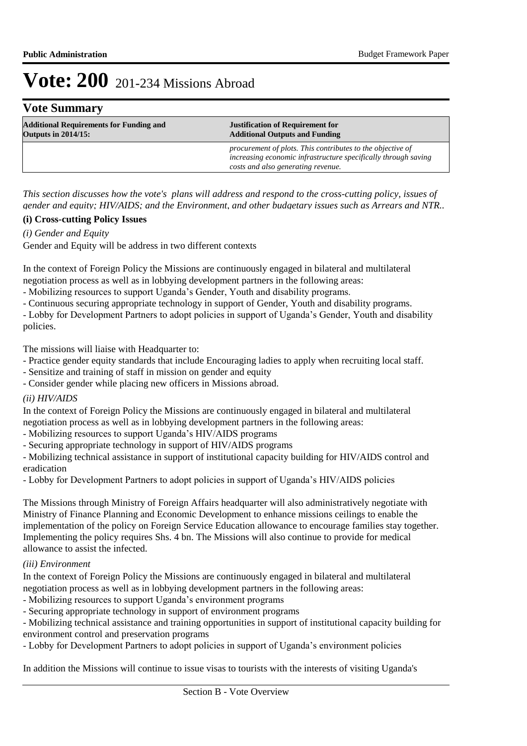# Vote: 200 201-234 Missions Abroad

## Vote Summary

| Additional Requirements for Funding and Outputs in 2014/15: | Justification of Requirement for Additional Outputs and Funding |
|---|---|
| | *procurement of plots. This contributes to the objective of increasing economic infrastructure specifically through saving costs and also generating revenue.* |

*This section discusses how the vote's plans will address and respond to the cross-cutting policy, issues of gender and equity; HIV/AIDS; and the Environment, and other budgetary issues such as Arrears and NTR..*

**(i) Cross-cutting Policy Issues**

*(i) Gender and Equity*

Gender and Equity will be address in two different contexts

In the context of Foreign Policy the Missions are continuously engaged in bilateral and multilateral negotiation process as well as in lobbying development partners in the following areas:
- Mobilizing resources to support Uganda's Gender, Youth and disability programs.
- Continuous securing appropriate technology in support of Gender, Youth and disability programs.
- Lobby for Development Partners to adopt policies in support of Uganda's Gender, Youth and disability policies.

The missions will liaise with Headquarter to:
- Practice gender equity standards that include Encouraging ladies to apply when recruiting local staff.
- Sensitize and training of staff in mission on gender and equity
- Consider gender while placing new officers in Missions abroad.

*(ii) HIV/AIDS*

In the context of Foreign Policy the Missions are continuously engaged in bilateral and multilateral negotiation process as well as in lobbying development partners in the following areas:
- Mobilizing resources to support Uganda's HIV/AIDS programs
- Securing appropriate technology in support of HIV/AIDS programs
- Mobilizing technical assistance in support of institutional capacity building for HIV/AIDS control and eradication
- Lobby for Development Partners to adopt policies in support of Uganda's HIV/AIDS policies

The Missions through Ministry of Foreign Affairs headquarter will also administratively negotiate with Ministry of Finance Planning and Economic Development to enhance missions ceilings to enable the implementation of the policy on Foreign Service Education allowance to encourage families stay together. Implementing the policy requires Shs. 4 bn. The Missions will also continue to provide for medical allowance to assist the infected.

*(iii) Environment*

In the context of Foreign Policy the Missions are continuously engaged in bilateral and multilateral negotiation process as well as in lobbying development partners in the following areas:
- Mobilizing resources to support Uganda's environment programs
- Securing appropriate technology in support of environment programs
- Mobilizing technical assistance and training opportunities in support of institutional capacity building for environment control and preservation programs
- Lobby for Development Partners to adopt policies in support of Uganda's environment policies

In addition the Missions will continue to issue visas to tourists with the interests of visiting Uganda's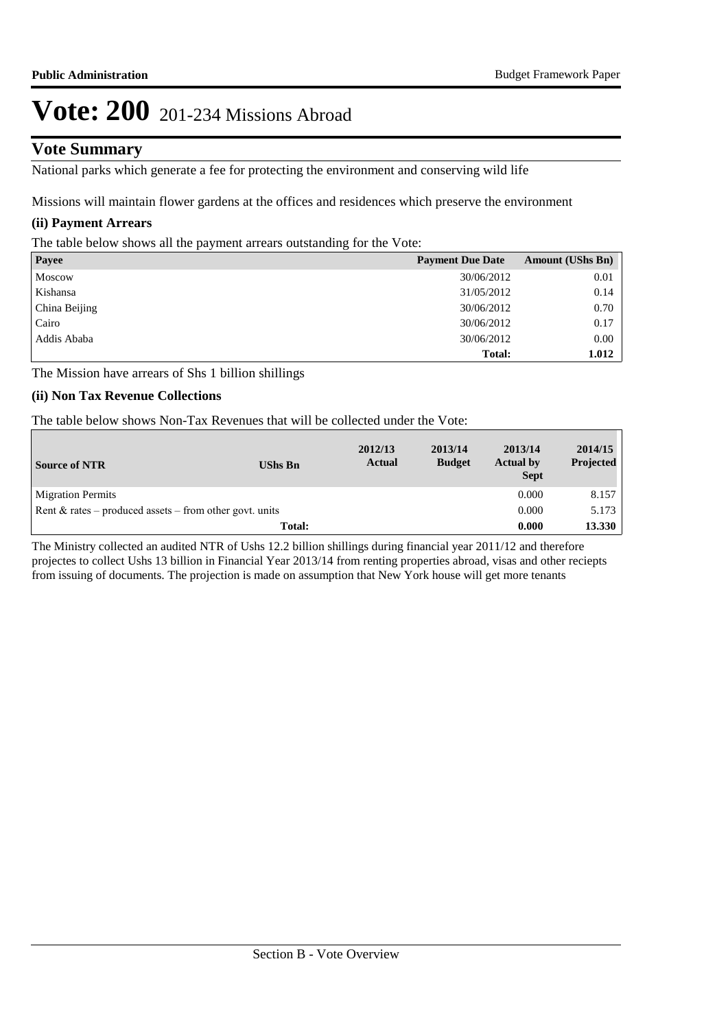# Vote: 200 201-234 Missions Abroad

## Vote Summary

National parks which generate a fee for protecting the environment and conserving wild life

Missions will maintain flower gardens at the offices and residences which preserve the environment

### (ii) Payment Arrears

The table below shows all the payment arrears outstanding for the Vote:

| Payee | Payment Due Date | Amount (UShs Bn) |
|---|---|---|
| Moscow | 30/06/2012 | 0.01 |
| Kishansa | 31/05/2012 | 0.14 |
| China Beijing | 30/06/2012 | 0.70 |
| Cairo | 30/06/2012 | 0.17 |
| Addis Ababa | 30/06/2012 | 0.00 |
| | **Total:** | **1.012** |

The Mission have arrears of Shs 1 billion shillings

### (ii) Non Tax Revenue Collections

The table below shows Non-Tax Revenues that will be collected under the Vote:

| Source of NTR | UShs Bn | 2012/13 Actual | 2013/14 Budget | 2013/14 Actual by Sept | 2014/15 Projected |
|---|---|---|---|---|---|
| Migration Permits | | | | 0.000 | 8.157 |
| Rent & rates – produced assets – from other govt. units | | | | 0.000 | 5.173 |
| | **Total:** | | | **0.000** | **13.330** |

The Ministry collected an audited NTR of Ushs 12.2 billion shillings during financial year 2011/12 and therefore projectes to collect Ushs 13 billion in Financial Year 2013/14 from renting properties abroad, visas and other reciepts from issuing of documents. The projection is made on assumption that New York house will get more tenants